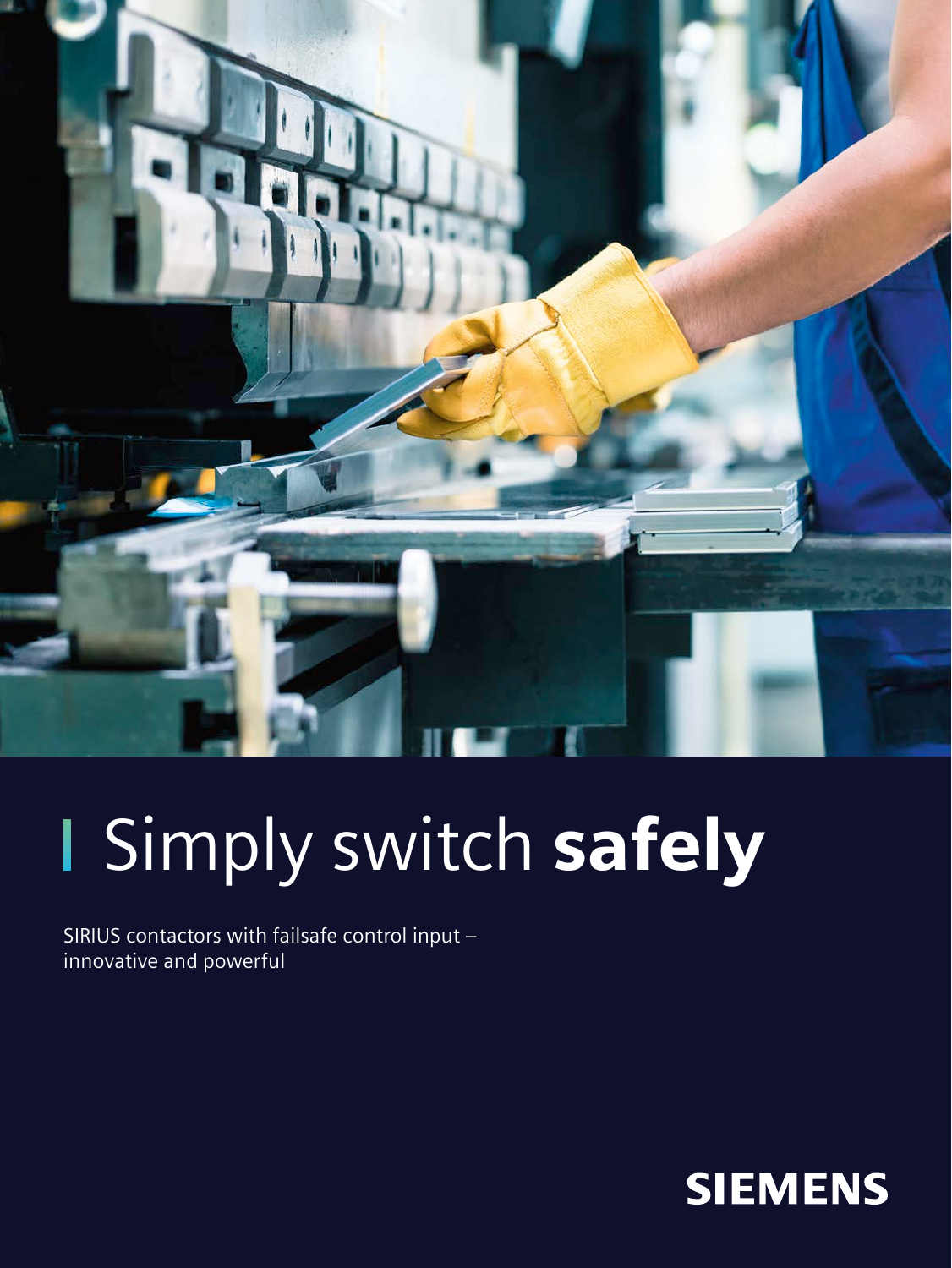# Simply switch **safely**

SIRIUS contactors with failsafe control input – innovative and powerful

SIEMENS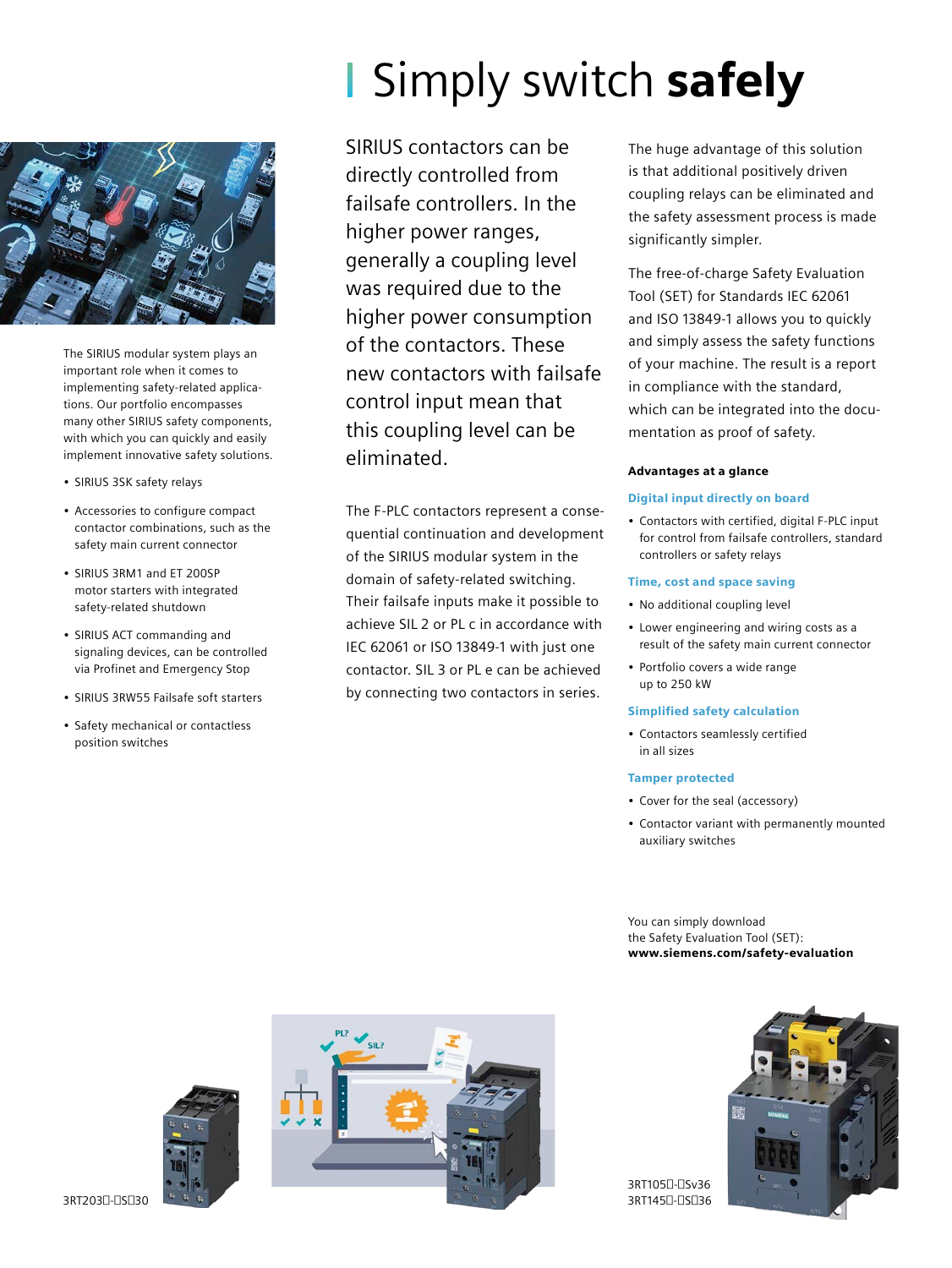# Simply switch **safely**

The SIRIUS modular system plays an important role when it comes to implementing safety-related applications. Our portfolio encompasses many other SIRIUS safety components, with which you can quickly and easily implement innovative safety solutions.

- SIRIUS 3SK safety relays
- Accessories to configure compact contactor combinations, such as the safety main current connector
- SIRIUS 3RM1 and ET 200SP motor starters with integrated safety-related shutdown
- SIRIUS ACT commanding and signaling devices, can be controlled via Profinet and Emergency Stop
- SIRIUS 3RW55 Failsafe soft starters
- Safety mechanical or contactless position switches

SIRIUS contactors can be directly controlled from failsafe controllers. In the higher power ranges, generally a coupling level was required due to the higher power consumption of the contactors. These new contactors with failsafe control input mean that this coupling level can be eliminated.

The F-PLC contactors represent a consequential continuation and development of the SIRIUS modular system in the domain of safety-related switching. Their failsafe inputs make it possible to achieve SIL 2 or PL c in accordance with IEC 62061 or ISO 13849-1 with just one contactor. SIL 3 or PL e can be achieved by connecting two contactors in series.

The huge advantage of this solution is that additional positively driven coupling relays can be eliminated and the safety assessment process is made significantly simpler.

The free-of-charge Safety Evaluation Tool (SET) for Standards IEC 62061 and ISO 13849-1 allows you to quickly and simply assess the safety functions of your machine. The result is a report in compliance with the standard, which can be integrated into the documentation as proof of safety.

**Advantages at a glance**

**Digital input directly on board**

- Contactors with certified, digital F-PLC input for control from failsafe controllers, standard controllers or safety relays

**Time, cost and space saving**

- No additional coupling level
- Lower engineering and wiring costs as a result of the safety main current connector
- Portfolio covers a wide range up to 250 kW

**Simplified safety calculation**

- Contactors seamlessly certified in all sizes

**Tamper protected**

- Cover for the seal (accessory)
- Contactor variant with permanently mounted auxiliary switches

You can simply download the Safety Evaluation Tool (SET):
**www.siemens.com/safety-evaluation**

3RT203□-□S□30

3RT105□-□Sv36
3RT145□-□S□36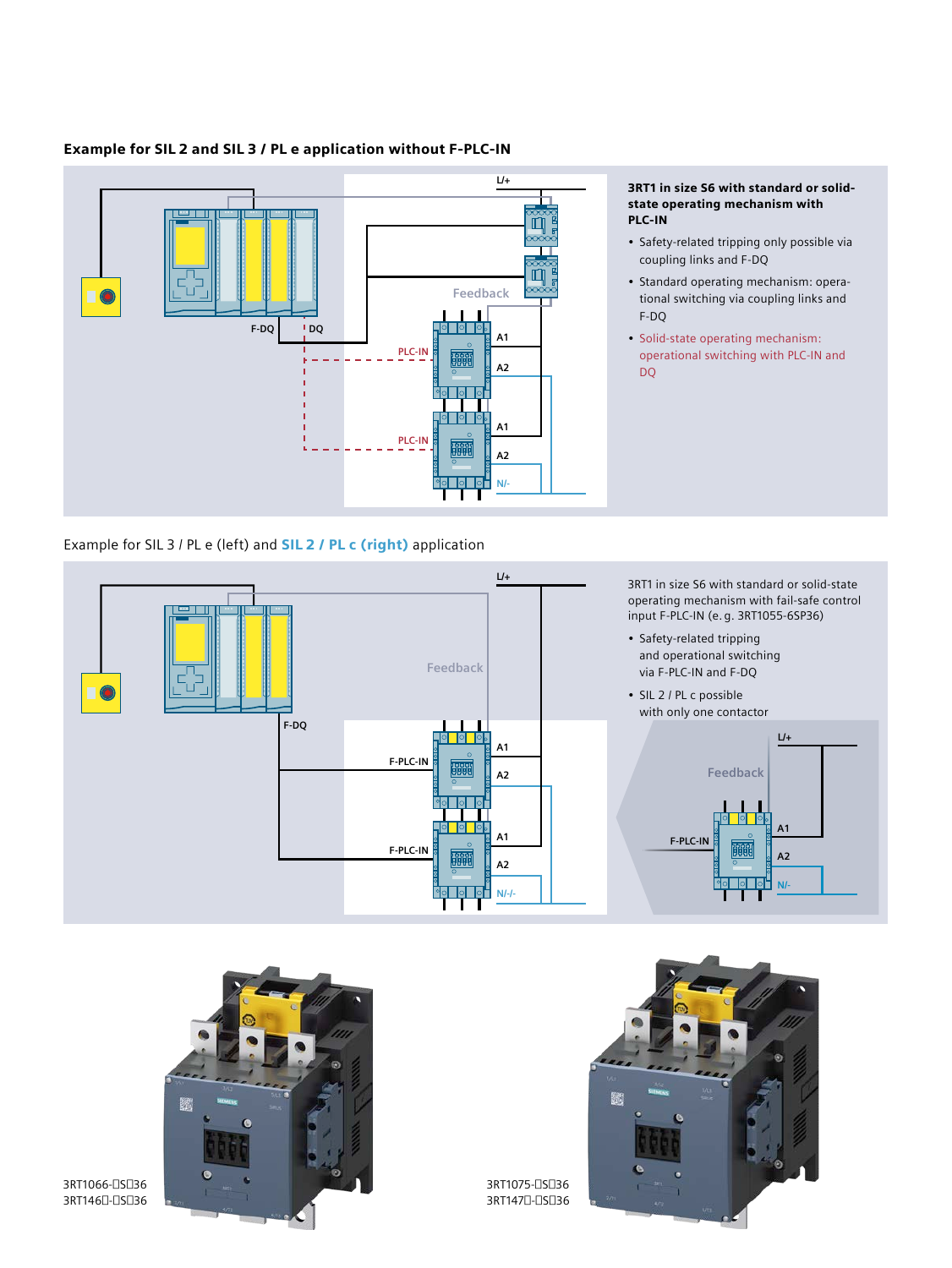### Example for SIL 2 and SIL 3 / PL e application without F-PLC-IN

**3RT1 in size S6 with standard or solid-state operating mechanism with PLC-IN**

- Safety-related tripping only possible via coupling links and F-DQ
- Standard operating mechanism: operational switching via coupling links and F-DQ
- Solid-state operating mechanism: operational switching with PLC-IN and DQ

F-DQ | DQ | Feedback | PLC-IN | A1 | A2 | L/+ | N/-

### Example for SIL 3 / PL e (left) and **SIL 2 / PL c (right)** application

3RT1 in size S6 with standard or solid-state operating mechanism with fail-safe control input F-PLC-IN (e.g. 3RT1055-6SP36)

- Safety-related tripping and operational switching via F-PLC-IN and F-DQ
- SIL 2 / PL c possible with only one contactor

F-DQ | Feedback | F-PLC-IN | A1 | A2 | L/+ | N/-/-

3RT1066-□S□36
3RT146□-□S□36

3RT1075-□S□36
3RT147□-□S□36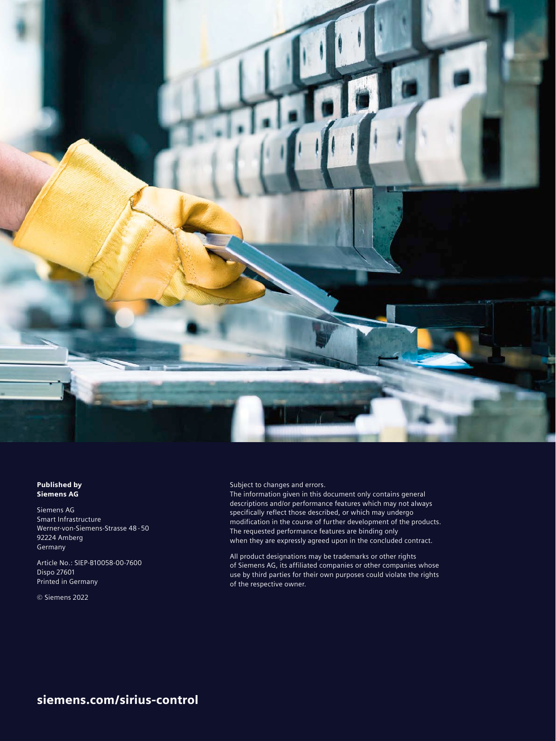**Published by**
**Siemens AG**

Siemens AG
Smart Infrastructure
Werner-von-Siemens-Strasse 48 - 50
92224 Amberg
Germany

Article No.: SIEP-B10058-00-7600
Dispo 27601
Printed in Germany

© Siemens 2022

Subject to changes and errors.
The information given in this document only contains general descriptions and/or performance features which may not always specifically reflect those described, or which may undergo modification in the course of further development of the products. The requested performance features are binding only when they are expressly agreed upon in the concluded contract.

All product designations may be trademarks or other rights of Siemens AG, its affiliated companies or other companies whose use by third parties for their own purposes could violate the rights of the respective owner.

**siemens.com/sirius-control**